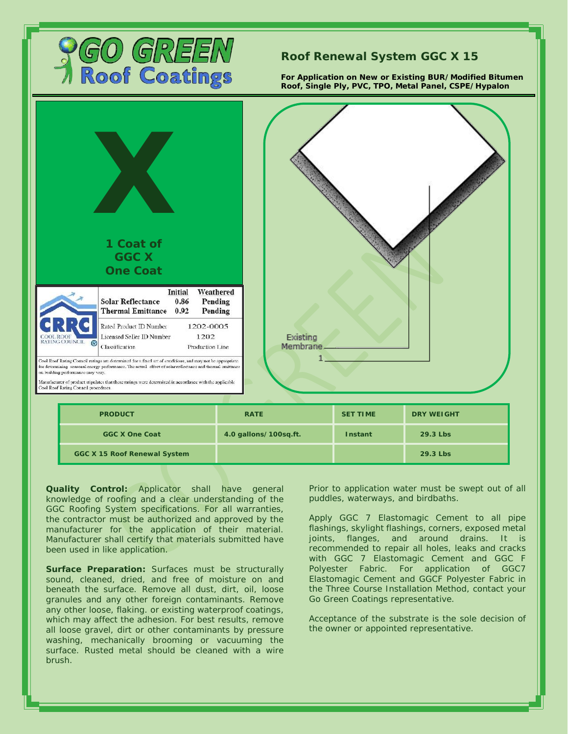# GO GREEN Roof Coatings

## Roof Renewal System GGC X 15

**For Application on New or Existing BUR/Modified Bitumen Roof, Single Ply, PVC, TPO, Metal Panel, CSPE/Hypalon**

**X**

**1 Coat of GGC X One Coat**

| | Initial | Weathered |
|---|---|---|
| Solar Reflectance | 0.86 | Pending |
| Thermal Emittance | 0.92 | Pending |

| | |
|---|---|
| Rated Product ID Number | 1202-0005 |
| Licensed Seller ID Number | 1202 |
| Classification | Production Line |

Cool Roof Rating Council ratings are determined for a fixed set of conditions, and may not be appropriate for determining seasonal energy performance. The actual effect of solar reflectance and thermal emittance on building performance may vary.

Manufacturer of product stipulates that these ratings were determined in accordance with the applicable Cool Roof Rating Council procedures.

Existing Membrane

1

| PRODUCT | RATE | SET TIME | DRY WEIGHT |
|---|---|---|---|
| GGC X One Coat | 4.0 gallons/100sq.ft. | Instant | 29.3 Lbs |
| GGC X 15 Roof Renewal System | | | 29.3 Lbs |

**Quality Control:** Applicator shall have general knowledge of roofing and a clear understanding of the GGC Roofing System specifications. For all warranties, the contractor must be authorized and approved by the manufacturer for the application of their material. Manufacturer shall certify that materials submitted have been used in like application.

**Surface Preparation:** Surfaces must be structurally sound, cleaned, dried, and free of moisture on and beneath the surface. Remove all dust, dirt, oil, loose granules and any other foreign contaminants. Remove any other loose, flaking. or existing waterproof coatings, which may affect the adhesion. For best results, remove all loose gravel, dirt or other contaminants by pressure washing, mechanically brooming or vacuuming the surface. Rusted metal should be cleaned with a wire brush.

Prior to application water must be swept out of all puddles, waterways, and birdbaths.

Apply GGC 7 Elastomagic Cement to all pipe flashings, skylight flashings, corners, exposed metal joints, flanges, and around drains. It is recommended to repair all holes, leaks and cracks with GGC 7 Elastomagic Cement and GGC F Polyester Fabric. For application of GGC7 Elastomagic Cement and GGCF Polyester Fabric in the Three Course Installation Method, contact your Go Green Coatings representative.

Acceptance of the substrate is the sole decision of the owner or appointed representative.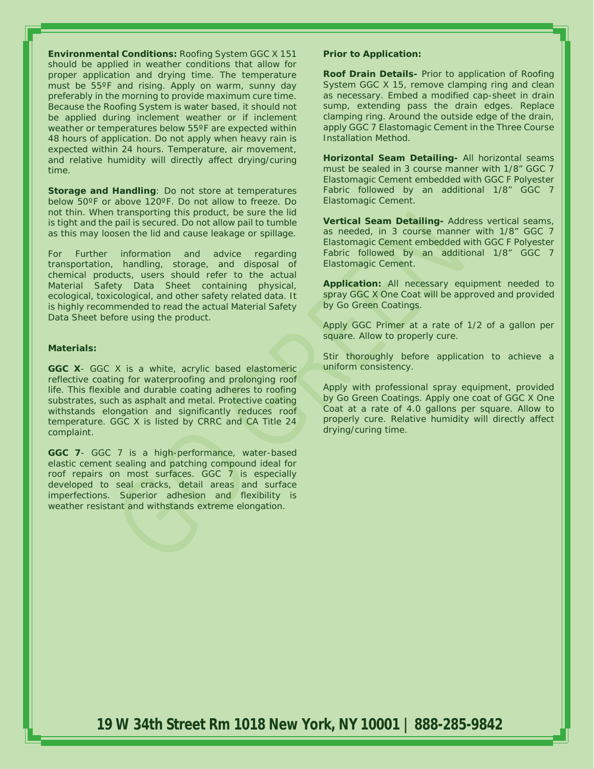**Environmental Conditions:** Roofing System GGC X 151 should be applied in weather conditions that allow for proper application and drying time. The temperature must be 55ºF and rising. Apply on warm, sunny day preferably in the morning to provide maximum cure time. Because the Roofing System is water based, it should not be applied during inclement weather or if inclement weather or temperatures below 55ºF are expected within 48 hours of application. Do not apply when heavy rain is expected within 24 hours. Temperature, air movement, and relative humidity will directly affect drying/curing time.

**Storage and Handling**: Do not store at temperatures below 50ºF or above 120ºF. Do not allow to freeze. Do not thin. When transporting this product, be sure the lid is tight and the pail is secured. Do not allow pail to tumble as this may loosen the lid and cause leakage or spillage.

For Further information and advice regarding transportation, handling, storage, and disposal of chemical products, users should refer to the actual Material Safety Data Sheet containing physical, ecological, toxicological, and other safety related data. It is highly recommended to read the actual Material Safety Data Sheet before using the product.

**Materials:**

**GGC X**- GGC X is a white, acrylic based elastomeric reflective coating for waterproofing and prolonging roof life. This flexible and durable coating adheres to roofing substrates, such as asphalt and metal. Protective coating withstands elongation and significantly reduces roof temperature. GGC X is listed by CRRC and CA Title 24 complaint.

**GGC 7**- GGC 7 is a high-performance, water-based elastic cement sealing and patching compound ideal for roof repairs on most surfaces. GGC 7 is especially developed to seal cracks, detail areas and surface imperfections. Superior adhesion and flexibility is weather resistant and withstands extreme elongation.

**Prior to Application:**

**Roof Drain Details-** Prior to application of Roofing System GGC X 15, remove clamping ring and clean as necessary. Embed a modified cap-sheet in drain sump, extending pass the drain edges. Replace clamping ring. Around the outside edge of the drain, apply GGC 7 Elastomagic Cement in the Three Course Installation Method.

**Horizontal Seam Detailing-** All horizontal seams must be sealed in 3 course manner with 1/8" GGC 7 Elastomagic Cement embedded with GGC F Polyester Fabric followed by an additional 1/8" GGC 7 Elastomagic Cement.

**Vertical Seam Detailing-** Address vertical seams, as needed, in 3 course manner with 1/8" GGC 7 Elastomagic Cement embedded with GGC F Polyester Fabric followed by an additional 1/8" GGC 7 Elastomagic Cement.

**Application:** All necessary equipment needed to spray GGC X One Coat will be approved and provided by Go Green Coatings.

Apply GGC Primer at a rate of 1/2 of a gallon per square. Allow to properly cure.

Stir thoroughly before application to achieve a uniform consistency.

Apply with professional spray equipment, provided by Go Green Coatings. Apply one coat of GGC X One Coat at a rate of 4.0 gallons per square. Allow to properly cure. Relative humidity will directly affect drying/curing time.

**19 W 34th Street Rm 1018 New York, NY 10001 | 888-285-9842**